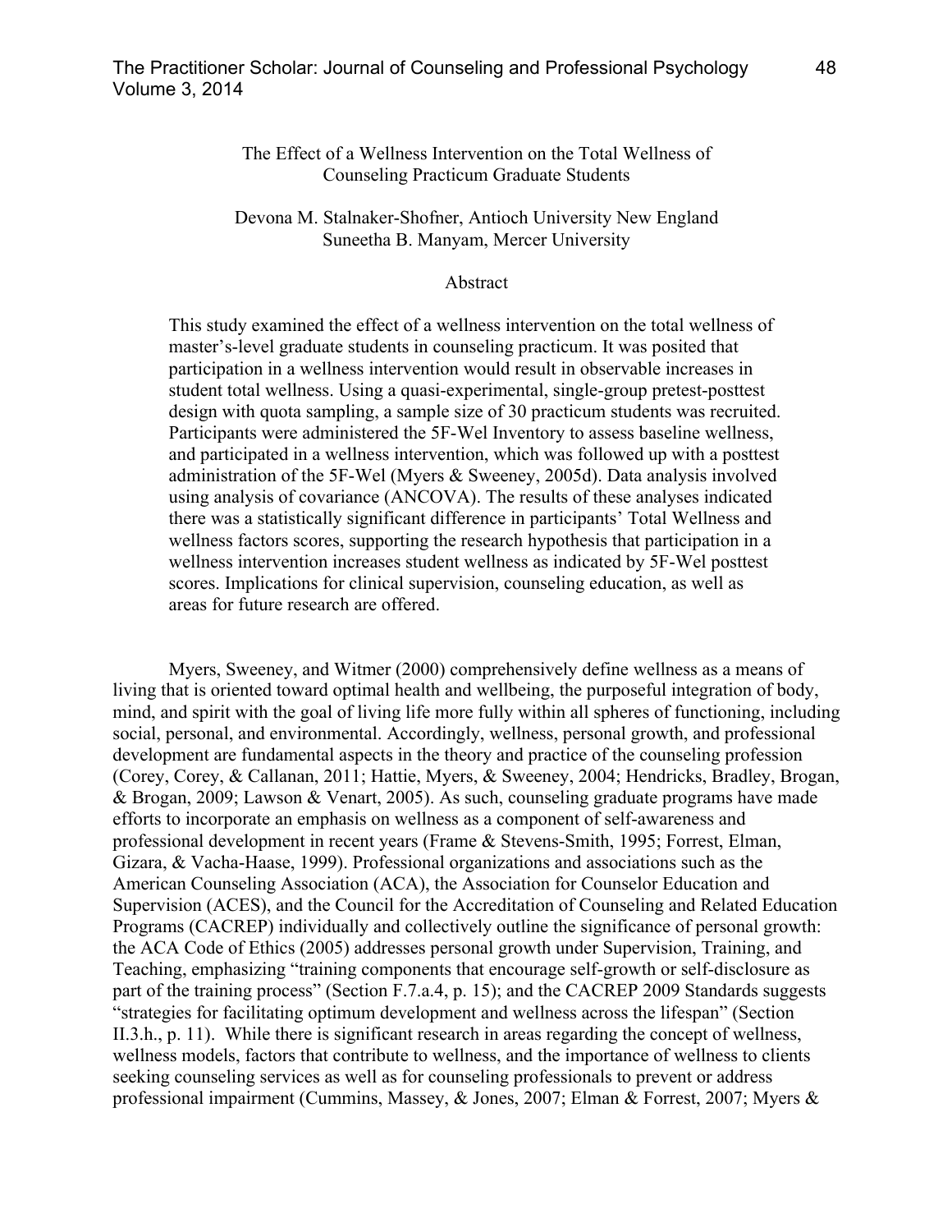# The Effect of a Wellness Intervention on the Total Wellness of Counseling Practicum Graduate Students

Devona M. Stalnaker-Shofner, Antioch University New England
Suneetha B. Manyam, Mercer University

## Abstract

This study examined the effect of a wellness intervention on the total wellness of master's-level graduate students in counseling practicum. It was posited that participation in a wellness intervention would result in observable increases in student total wellness. Using a quasi-experimental, single-group pretest-posttest design with quota sampling, a sample size of 30 practicum students was recruited. Participants were administered the 5F-Wel Inventory to assess baseline wellness, and participated in a wellness intervention, which was followed up with a posttest administration of the 5F-Wel (Myers & Sweeney, 2005d). Data analysis involved using analysis of covariance (ANCOVA). The results of these analyses indicated there was a statistically significant difference in participants' Total Wellness and wellness factors scores, supporting the research hypothesis that participation in a wellness intervention increases student wellness as indicated by 5F-Wel posttest scores. Implications for clinical supervision, counseling education, as well as areas for future research are offered.

Myers, Sweeney, and Witmer (2000) comprehensively define wellness as a means of living that is oriented toward optimal health and wellbeing, the purposeful integration of body, mind, and spirit with the goal of living life more fully within all spheres of functioning, including social, personal, and environmental. Accordingly, wellness, personal growth, and professional development are fundamental aspects in the theory and practice of the counseling profession (Corey, Corey, & Callanan, 2011; Hattie, Myers, & Sweeney, 2004; Hendricks, Bradley, Brogan, & Brogan, 2009; Lawson & Venart, 2005). As such, counseling graduate programs have made efforts to incorporate an emphasis on wellness as a component of self-awareness and professional development in recent years (Frame & Stevens-Smith, 1995; Forrest, Elman, Gizara, & Vacha-Haase, 1999). Professional organizations and associations such as the American Counseling Association (ACA), the Association for Counselor Education and Supervision (ACES), and the Council for the Accreditation of Counseling and Related Education Programs (CACREP) individually and collectively outline the significance of personal growth: the ACA Code of Ethics (2005) addresses personal growth under Supervision, Training, and Teaching, emphasizing "training components that encourage self-growth or self-disclosure as part of the training process" (Section F.7.a.4, p. 15); and the CACREP 2009 Standards suggests "strategies for facilitating optimum development and wellness across the lifespan" (Section II.3.h., p. 11). While there is significant research in areas regarding the concept of wellness, wellness models, factors that contribute to wellness, and the importance of wellness to clients seeking counseling services as well as for counseling professionals to prevent or address professional impairment (Cummins, Massey, & Jones, 2007; Elman & Forrest, 2007; Myers &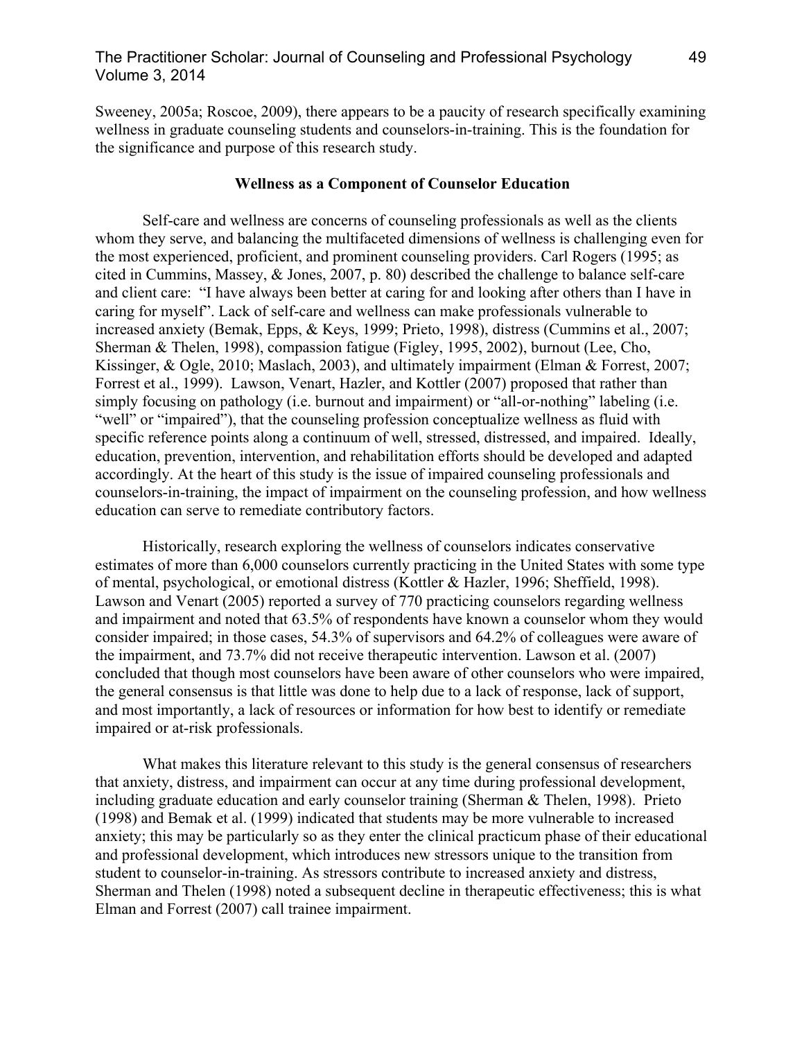Sweeney, 2005a; Roscoe, 2009), there appears to be a paucity of research specifically examining wellness in graduate counseling students and counselors-in-training. This is the foundation for the significance and purpose of this research study.

## Wellness as a Component of Counselor Education

Self-care and wellness are concerns of counseling professionals as well as the clients whom they serve, and balancing the multifaceted dimensions of wellness is challenging even for the most experienced, proficient, and prominent counseling providers. Carl Rogers (1995; as cited in Cummins, Massey, & Jones, 2007, p. 80) described the challenge to balance self-care and client care: "I have always been better at caring for and looking after others than I have in caring for myself". Lack of self-care and wellness can make professionals vulnerable to increased anxiety (Bemak, Epps, & Keys, 1999; Prieto, 1998), distress (Cummins et al., 2007; Sherman & Thelen, 1998), compassion fatigue (Figley, 1995, 2002), burnout (Lee, Cho, Kissinger, & Ogle, 2010; Maslach, 2003), and ultimately impairment (Elman & Forrest, 2007; Forrest et al., 1999). Lawson, Venart, Hazler, and Kottler (2007) proposed that rather than simply focusing on pathology (i.e. burnout and impairment) or "all-or-nothing" labeling (i.e. "well" or "impaired"), that the counseling profession conceptualize wellness as fluid with specific reference points along a continuum of well, stressed, distressed, and impaired. Ideally, education, prevention, intervention, and rehabilitation efforts should be developed and adapted accordingly. At the heart of this study is the issue of impaired counseling professionals and counselors-in-training, the impact of impairment on the counseling profession, and how wellness education can serve to remediate contributory factors.

Historically, research exploring the wellness of counselors indicates conservative estimates of more than 6,000 counselors currently practicing in the United States with some type of mental, psychological, or emotional distress (Kottler & Hazler, 1996; Sheffield, 1998). Lawson and Venart (2005) reported a survey of 770 practicing counselors regarding wellness and impairment and noted that 63.5% of respondents have known a counselor whom they would consider impaired; in those cases, 54.3% of supervisors and 64.2% of colleagues were aware of the impairment, and 73.7% did not receive therapeutic intervention. Lawson et al. (2007) concluded that though most counselors have been aware of other counselors who were impaired, the general consensus is that little was done to help due to a lack of response, lack of support, and most importantly, a lack of resources or information for how best to identify or remediate impaired or at-risk professionals.

What makes this literature relevant to this study is the general consensus of researchers that anxiety, distress, and impairment can occur at any time during professional development, including graduate education and early counselor training (Sherman & Thelen, 1998). Prieto (1998) and Bemak et al. (1999) indicated that students may be more vulnerable to increased anxiety; this may be particularly so as they enter the clinical practicum phase of their educational and professional development, which introduces new stressors unique to the transition from student to counselor-in-training. As stressors contribute to increased anxiety and distress, Sherman and Thelen (1998) noted a subsequent decline in therapeutic effectiveness; this is what Elman and Forrest (2007) call trainee impairment.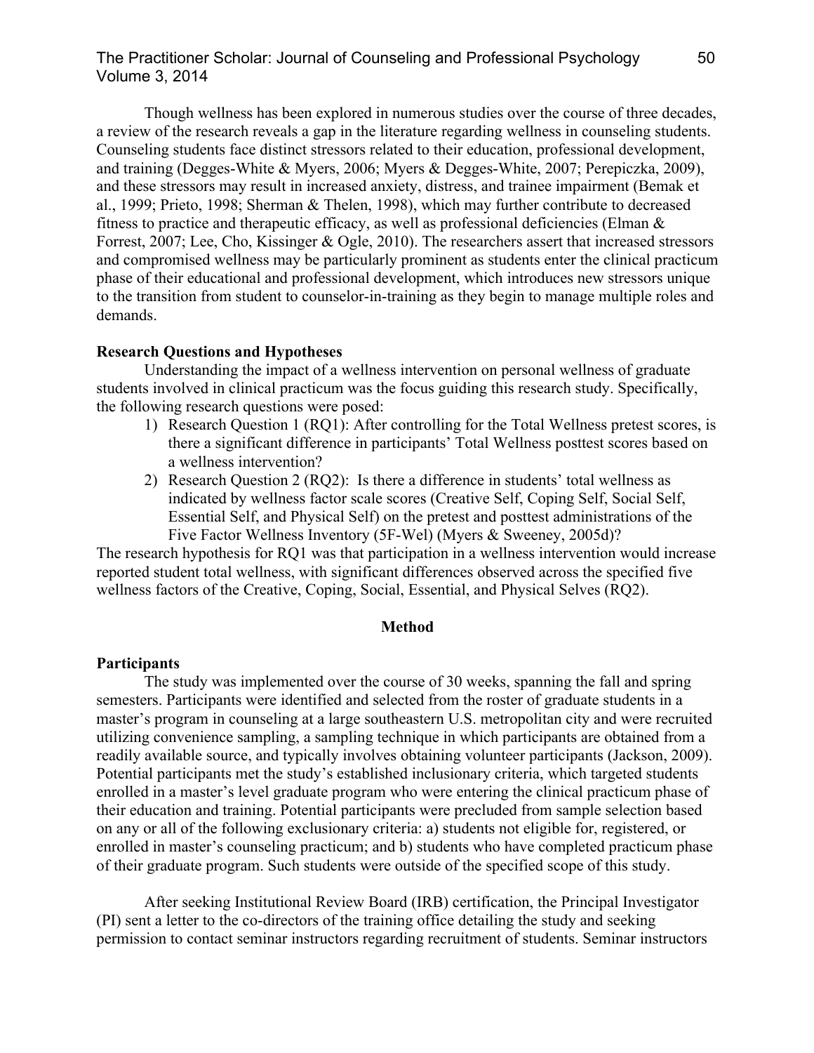Though wellness has been explored in numerous studies over the course of three decades, a review of the research reveals a gap in the literature regarding wellness in counseling students. Counseling students face distinct stressors related to their education, professional development, and training (Degges-White & Myers, 2006; Myers & Degges-White, 2007; Perepiczka, 2009), and these stressors may result in increased anxiety, distress, and trainee impairment (Bemak et al., 1999; Prieto, 1998; Sherman & Thelen, 1998), which may further contribute to decreased fitness to practice and therapeutic efficacy, as well as professional deficiencies (Elman & Forrest, 2007; Lee, Cho, Kissinger & Ogle, 2010). The researchers assert that increased stressors and compromised wellness may be particularly prominent as students enter the clinical practicum phase of their educational and professional development, which introduces new stressors unique to the transition from student to counselor-in-training as they begin to manage multiple roles and demands.

**Research Questions and Hypotheses**

Understanding the impact of a wellness intervention on personal wellness of graduate students involved in clinical practicum was the focus guiding this research study. Specifically, the following research questions were posed:

1) Research Question 1 (RQ1): After controlling for the Total Wellness pretest scores, is there a significant difference in participants' Total Wellness posttest scores based on a wellness intervention?
2) Research Question 2 (RQ2): Is there a difference in students' total wellness as indicated by wellness factor scale scores (Creative Self, Coping Self, Social Self, Essential Self, and Physical Self) on the pretest and posttest administrations of the Five Factor Wellness Inventory (5F-Wel) (Myers & Sweeney, 2005d)?

The research hypothesis for RQ1 was that participation in a wellness intervention would increase reported student total wellness, with significant differences observed across the specified five wellness factors of the Creative, Coping, Social, Essential, and Physical Selves (RQ2).

## Method

**Participants**

The study was implemented over the course of 30 weeks, spanning the fall and spring semesters. Participants were identified and selected from the roster of graduate students in a master's program in counseling at a large southeastern U.S. metropolitan city and were recruited utilizing convenience sampling, a sampling technique in which participants are obtained from a readily available source, and typically involves obtaining volunteer participants (Jackson, 2009). Potential participants met the study's established inclusionary criteria, which targeted students enrolled in a master's level graduate program who were entering the clinical practicum phase of their education and training. Potential participants were precluded from sample selection based on any or all of the following exclusionary criteria: a) students not eligible for, registered, or enrolled in master's counseling practicum; and b) students who have completed practicum phase of their graduate program. Such students were outside of the specified scope of this study.

After seeking Institutional Review Board (IRB) certification, the Principal Investigator (PI) sent a letter to the co-directors of the training office detailing the study and seeking permission to contact seminar instructors regarding recruitment of students. Seminar instructors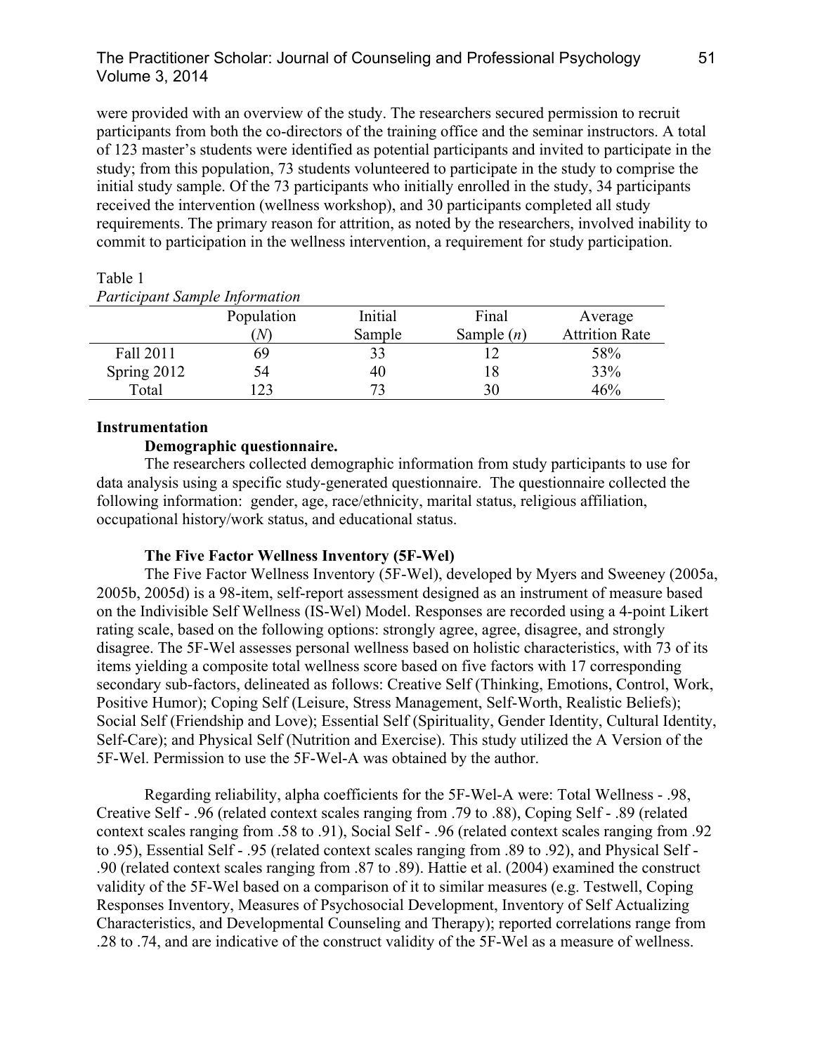were provided with an overview of the study. The researchers secured permission to recruit participants from both the co-directors of the training office and the seminar instructors. A total of 123 master's students were identified as potential participants and invited to participate in the study; from this population, 73 students volunteered to participate in the study to comprise the initial study sample. Of the 73 participants who initially enrolled in the study, 34 participants received the intervention (wellness workshop), and 30 participants completed all study requirements. The primary reason for attrition, as noted by the researchers, involved inability to commit to participation in the wellness intervention, a requirement for study participation.

Table 1
*Participant Sample Information*

| | Population (*N*) | Initial Sample | Final Sample (*n*) | Average Attrition Rate |
|---|---|---|---|---|
| Fall 2011 | 69 | 33 | 12 | 58% |
| Spring 2012 | 54 | 40 | 18 | 33% |
| Total | 123 | 73 | 30 | 46% |

## Instrumentation

### Demographic questionnaire.

The researchers collected demographic information from study participants to use for data analysis using a specific study-generated questionnaire. The questionnaire collected the following information: gender, age, race/ethnicity, marital status, religious affiliation, occupational history/work status, and educational status.

### The Five Factor Wellness Inventory (5F-Wel)

The Five Factor Wellness Inventory (5F-Wel), developed by Myers and Sweeney (2005a, 2005b, 2005d) is a 98-item, self-report assessment designed as an instrument of measure based on the Indivisible Self Wellness (IS-Wel) Model. Responses are recorded using a 4-point Likert rating scale, based on the following options: strongly agree, agree, disagree, and strongly disagree. The 5F-Wel assesses personal wellness based on holistic characteristics, with 73 of its items yielding a composite total wellness score based on five factors with 17 corresponding secondary sub-factors, delineated as follows: Creative Self (Thinking, Emotions, Control, Work, Positive Humor); Coping Self (Leisure, Stress Management, Self-Worth, Realistic Beliefs); Social Self (Friendship and Love); Essential Self (Spirituality, Gender Identity, Cultural Identity, Self-Care); and Physical Self (Nutrition and Exercise). This study utilized the A Version of the 5F-Wel. Permission to use the 5F-Wel-A was obtained by the author.

Regarding reliability, alpha coefficients for the 5F-Wel-A were: Total Wellness - .98, Creative Self - .96 (related context scales ranging from .79 to .88), Coping Self - .89 (related context scales ranging from .58 to .91), Social Self - .96 (related context scales ranging from .92 to .95), Essential Self - .95 (related context scales ranging from .89 to .92), and Physical Self - .90 (related context scales ranging from .87 to .89). Hattie et al. (2004) examined the construct validity of the 5F-Wel based on a comparison of it to similar measures (e.g. Testwell, Coping Responses Inventory, Measures of Psychosocial Development, Inventory of Self Actualizing Characteristics, and Developmental Counseling and Therapy); reported correlations range from .28 to .74, and are indicative of the construct validity of the 5F-Wel as a measure of wellness.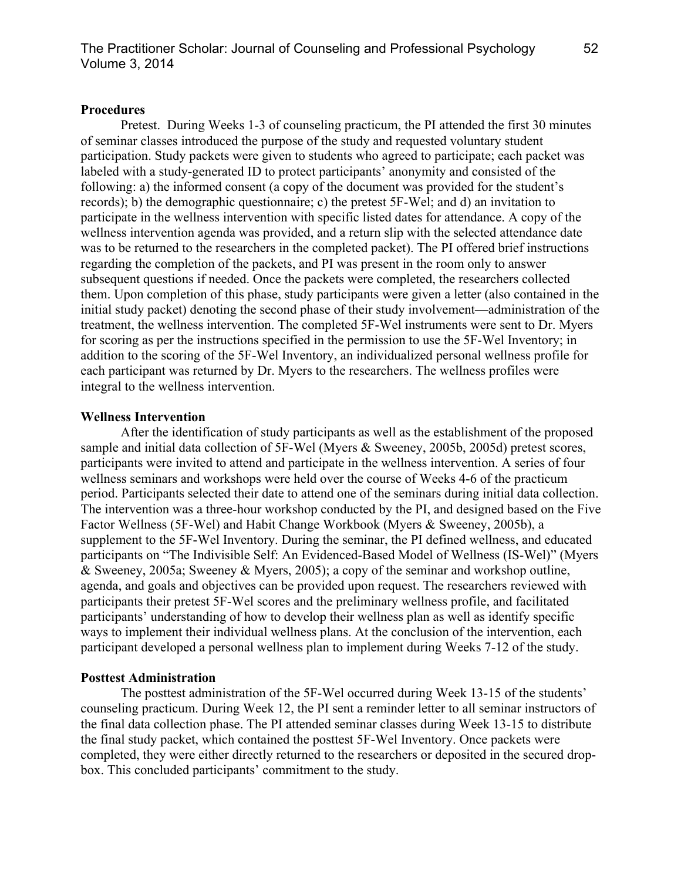### Procedures

Pretest. During Weeks 1-3 of counseling practicum, the PI attended the first 30 minutes of seminar classes introduced the purpose of the study and requested voluntary student participation. Study packets were given to students who agreed to participate; each packet was labeled with a study-generated ID to protect participants' anonymity and consisted of the following: a) the informed consent (a copy of the document was provided for the student's records); b) the demographic questionnaire; c) the pretest 5F-Wel; and d) an invitation to participate in the wellness intervention with specific listed dates for attendance. A copy of the wellness intervention agenda was provided, and a return slip with the selected attendance date was to be returned to the researchers in the completed packet). The PI offered brief instructions regarding the completion of the packets, and PI was present in the room only to answer subsequent questions if needed. Once the packets were completed, the researchers collected them. Upon completion of this phase, study participants were given a letter (also contained in the initial study packet) denoting the second phase of their study involvement—administration of the treatment, the wellness intervention. The completed 5F-Wel instruments were sent to Dr. Myers for scoring as per the instructions specified in the permission to use the 5F-Wel Inventory; in addition to the scoring of the 5F-Wel Inventory, an individualized personal wellness profile for each participant was returned by Dr. Myers to the researchers. The wellness profiles were integral to the wellness intervention.

### Wellness Intervention

After the identification of study participants as well as the establishment of the proposed sample and initial data collection of 5F-Wel (Myers & Sweeney, 2005b, 2005d) pretest scores, participants were invited to attend and participate in the wellness intervention. A series of four wellness seminars and workshops were held over the course of Weeks 4-6 of the practicum period. Participants selected their date to attend one of the seminars during initial data collection. The intervention was a three-hour workshop conducted by the PI, and designed based on the Five Factor Wellness (5F-Wel) and Habit Change Workbook (Myers & Sweeney, 2005b), a supplement to the 5F-Wel Inventory. During the seminar, the PI defined wellness, and educated participants on "The Indivisible Self: An Evidenced-Based Model of Wellness (IS-Wel)" (Myers & Sweeney, 2005a; Sweeney & Myers, 2005); a copy of the seminar and workshop outline, agenda, and goals and objectives can be provided upon request. The researchers reviewed with participants their pretest 5F-Wel scores and the preliminary wellness profile, and facilitated participants' understanding of how to develop their wellness plan as well as identify specific ways to implement their individual wellness plans. At the conclusion of the intervention, each participant developed a personal wellness plan to implement during Weeks 7-12 of the study.

### Posttest Administration

The posttest administration of the 5F-Wel occurred during Week 13-15 of the students' counseling practicum. During Week 12, the PI sent a reminder letter to all seminar instructors of the final data collection phase. The PI attended seminar classes during Week 13-15 to distribute the final study packet, which contained the posttest 5F-Wel Inventory. Once packets were completed, they were either directly returned to the researchers or deposited in the secured drop-box. This concluded participants' commitment to the study.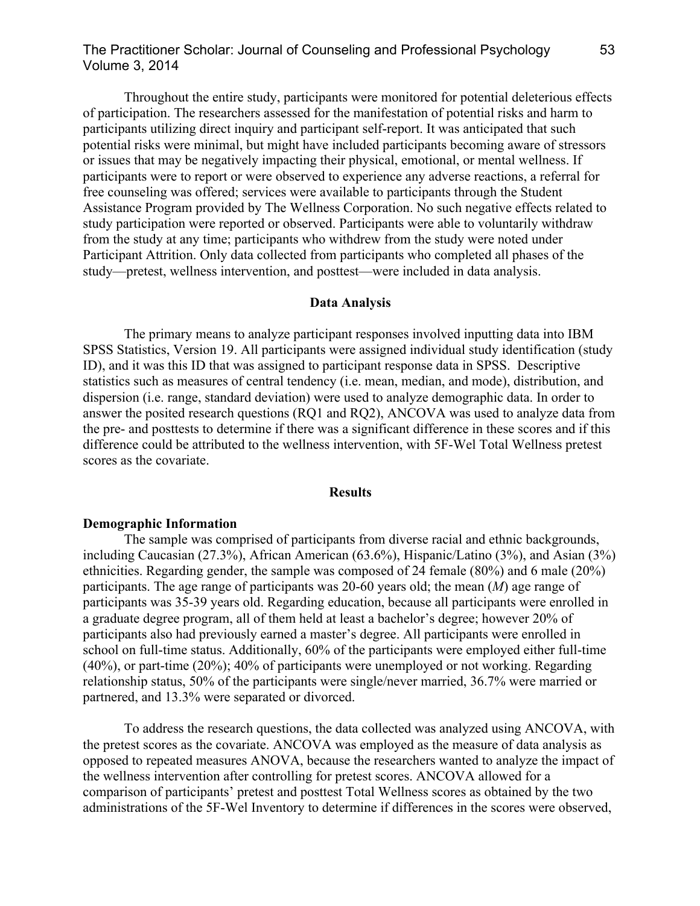Throughout the entire study, participants were monitored for potential deleterious effects of participation. The researchers assessed for the manifestation of potential risks and harm to participants utilizing direct inquiry and participant self-report. It was anticipated that such potential risks were minimal, but might have included participants becoming aware of stressors or issues that may be negatively impacting their physical, emotional, or mental wellness. If participants were to report or were observed to experience any adverse reactions, a referral for free counseling was offered; services were available to participants through the Student Assistance Program provided by The Wellness Corporation. No such negative effects related to study participation were reported or observed. Participants were able to voluntarily withdraw from the study at any time; participants who withdrew from the study were noted under Participant Attrition. Only data collected from participants who completed all phases of the study—pretest, wellness intervention, and posttest—were included in data analysis.

## Data Analysis

The primary means to analyze participant responses involved inputting data into IBM SPSS Statistics, Version 19. All participants were assigned individual study identification (study ID), and it was this ID that was assigned to participant response data in SPSS. Descriptive statistics such as measures of central tendency (i.e. mean, median, and mode), distribution, and dispersion (i.e. range, standard deviation) were used to analyze demographic data. In order to answer the posited research questions (RQ1 and RQ2), ANCOVA was used to analyze data from the pre- and posttests to determine if there was a significant difference in these scores and if this difference could be attributed to the wellness intervention, with 5F-Wel Total Wellness pretest scores as the covariate.

## Results

### Demographic Information

The sample was comprised of participants from diverse racial and ethnic backgrounds, including Caucasian (27.3%), African American (63.6%), Hispanic/Latino (3%), and Asian (3%) ethnicities. Regarding gender, the sample was composed of 24 female (80%) and 6 male (20%) participants. The age range of participants was 20-60 years old; the mean ($M$) age range of participants was 35-39 years old. Regarding education, because all participants were enrolled in a graduate degree program, all of them held at least a bachelor's degree; however 20% of participants also had previously earned a master's degree. All participants were enrolled in school on full-time status. Additionally, 60% of the participants were employed either full-time (40%), or part-time (20%); 40% of participants were unemployed or not working. Regarding relationship status, 50% of the participants were single/never married, 36.7% were married or partnered, and 13.3% were separated or divorced.

To address the research questions, the data collected was analyzed using ANCOVA, with the pretest scores as the covariate. ANCOVA was employed as the measure of data analysis as opposed to repeated measures ANOVA, because the researchers wanted to analyze the impact of the wellness intervention after controlling for pretest scores. ANCOVA allowed for a comparison of participants' pretest and posttest Total Wellness scores as obtained by the two administrations of the 5F-Wel Inventory to determine if differences in the scores were observed,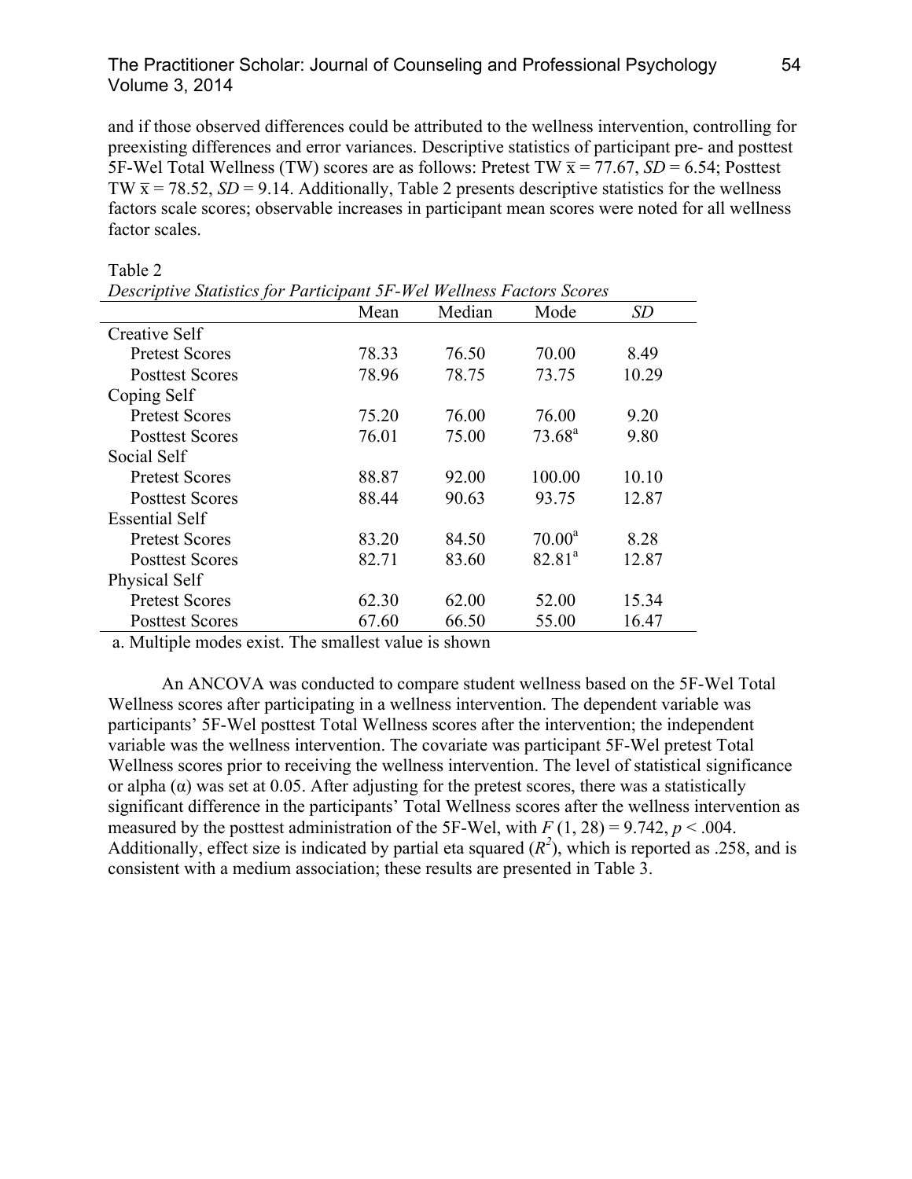and if those observed differences could be attributed to the wellness intervention, controlling for preexisting differences and error variances. Descriptive statistics of participant pre- and posttest 5F-Wel Total Wellness (TW) scores are as follows: Pretest TW $\bar{x} = 77.67$, $SD = 6.54$; Posttest TW $\bar{x} = 78.52$, $SD = 9.14$. Additionally, Table 2 presents descriptive statistics for the wellness factors scale scores; observable increases in participant mean scores were noted for all wellness factor scales.

Table 2
*Descriptive Statistics for Participant 5F-Wel Wellness Factors Scores*

| | Mean | Median | Mode | *SD* |
|---|---|---|---|---|
| Creative Self | | | | |
| Pretest Scores | 78.33 | 76.50 | 70.00 | 8.49 |
| Posttest Scores | 78.96 | 78.75 | 73.75 | 10.29 |
| Coping Self | | | | |
| Pretest Scores | 75.20 | 76.00 | 76.00 | 9.20 |
| Posttest Scores | 76.01 | 75.00 | 73.68[a] | 9.80 |
| Social Self | | | | |
| Pretest Scores | 88.87 | 92.00 | 100.00 | 10.10 |
| Posttest Scores | 88.44 | 90.63 | 93.75 | 12.87 |
| Essential Self | | | | |
| Pretest Scores | 83.20 | 84.50 | 70.00[a] | 8.28 |
| Posttest Scores | 82.71 | 83.60 | 82.81[a] | 12.87 |
| Physical Self | | | | |
| Pretest Scores | 62.30 | 62.00 | 52.00 | 15.34 |
| Posttest Scores | 67.60 | 66.50 | 55.00 | 16.47 |

a. Multiple modes exist. The smallest value is shown

An ANCOVA was conducted to compare student wellness based on the 5F-Wel Total Wellness scores after participating in a wellness intervention. The dependent variable was participants' 5F-Wel posttest Total Wellness scores after the intervention; the independent variable was the wellness intervention. The covariate was participant 5F-Wel pretest Total Wellness scores prior to receiving the wellness intervention. The level of statistical significance or alpha ($\alpha$) was set at 0.05. After adjusting for the pretest scores, there was a statistically significant difference in the participants' Total Wellness scores after the wellness intervention as measured by the posttest administration of the 5F-Wel, with $F(1, 28) = 9.742$, $p < .004$. Additionally, effect size is indicated by partial eta squared ($R^2$), which is reported as .258, and is consistent with a medium association; these results are presented in Table 3.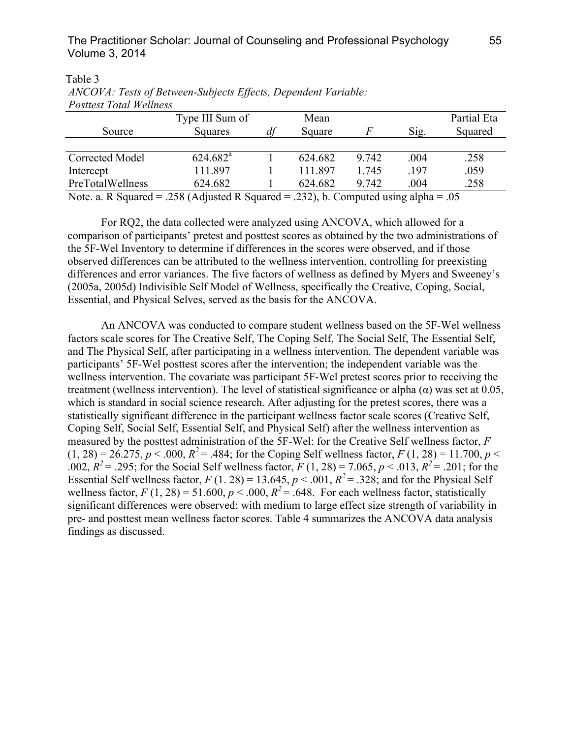Table 3
*ANCOVA: Tests of Between-Subjects Effects, Dependent Variable: Posttest Total Wellness*

| Source | Type III Sum of Squares | *df* | Mean Square | *F* | Sig. | Partial Eta Squared |
|---|---|---|---|---|---|---|
| Corrected Model | 624.682[a] | 1 | 624.682 | 9.742 | .004 | .258 |
| Intercept | 111.897 | 1 | 111.897 | 1.745 | .197 | .059 |
| PreTotalWellness | 624.682 | 1 | 624.682 | 9.742 | .004 | .258 |

Note. a. R Squared = .258 (Adjusted R Squared = .232), b. Computed using alpha = .05

For RQ2, the data collected were analyzed using ANCOVA, which allowed for a comparison of participants' pretest and posttest scores as obtained by the two administrations of the 5F-Wel Inventory to determine if differences in the scores were observed, and if those observed differences can be attributed to the wellness intervention, controlling for preexisting differences and error variances. The five factors of wellness as defined by Myers and Sweeney's (2005a, 2005d) Indivisible Self Model of Wellness, specifically the Creative, Coping, Social, Essential, and Physical Selves, served as the basis for the ANCOVA.

An ANCOVA was conducted to compare student wellness based on the 5F-Wel wellness factors scale scores for The Creative Self, The Coping Self, The Social Self, The Essential Self, and The Physical Self, after participating in a wellness intervention. The dependent variable was participants' 5F-Wel posttest scores after the intervention; the independent variable was the wellness intervention. The covariate was participant 5F-Wel pretest scores prior to receiving the treatment (wellness intervention). The level of statistical significance or alpha ($\alpha$) was set at 0.05, which is standard in social science research. After adjusting for the pretest scores, there was a statistically significant difference in the participant wellness factor scale scores (Creative Self, Coping Self, Social Self, Essential Self, and Physical Self) after the wellness intervention as measured by the posttest administration of the 5F-Wel: for the Creative Self wellness factor, $F(1, 28) = 26.275$, $p < .000$, $R^2 = .484$; for the Coping Self wellness factor, $F(1, 28) = 11.700$, $p < .002$, $R^2 = .295$; for the Social Self wellness factor, $F(1, 28) = 7.065$, $p < .013$, $R^2 = .201$; for the Essential Self wellness factor, $F(1. 28) = 13.645$, $p < .001$, $R^2 = .328$; and for the Physical Self wellness factor, $F(1, 28) = 51.600$, $p < .000$, $R^2 = .648$. For each wellness factor, statistically significant differences were observed; with medium to large effect size strength of variability in pre- and posttest mean wellness factor scores. Table 4 summarizes the ANCOVA data analysis findings as discussed.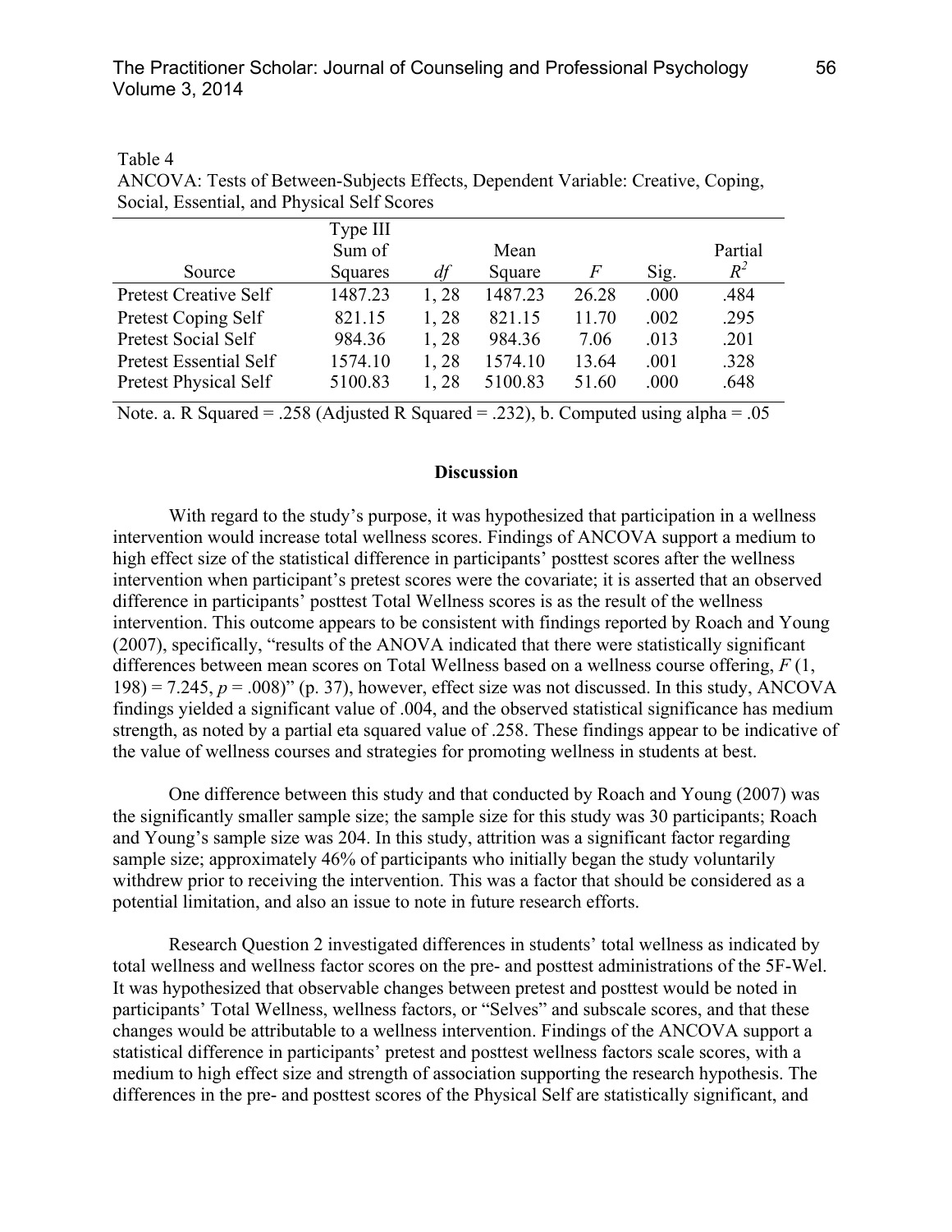Table 4
ANCOVA: Tests of Between-Subjects Effects, Dependent Variable: Creative, Coping, Social, Essential, and Physical Self Scores

| Source | Type III Sum of Squares | *df* | Mean Square | *F* | Sig. | Partial $R^2$ |
|---|---|---|---|---|---|---|
| Pretest Creative Self | 1487.23 | 1, 28 | 1487.23 | 26.28 | .000 | .484 |
| Pretest Coping Self | 821.15 | 1, 28 | 821.15 | 11.70 | .002 | .295 |
| Pretest Social Self | 984.36 | 1, 28 | 984.36 | 7.06 | .013 | .201 |
| Pretest Essential Self | 1574.10 | 1, 28 | 1574.10 | 13.64 | .001 | .328 |
| Pretest Physical Self | 5100.83 | 1, 28 | 5100.83 | 51.60 | .000 | .648 |

Note. a. R Squared = .258 (Adjusted R Squared = .232), b. Computed using alpha = .05

## Discussion

With regard to the study's purpose, it was hypothesized that participation in a wellness intervention would increase total wellness scores. Findings of ANCOVA support a medium to high effect size of the statistical difference in participants' posttest scores after the wellness intervention when participant's pretest scores were the covariate; it is asserted that an observed difference in participants' posttest Total Wellness scores is as the result of the wellness intervention. This outcome appears to be consistent with findings reported by Roach and Young (2007), specifically, "results of the ANOVA indicated that there were statistically significant differences between mean scores on Total Wellness based on a wellness course offering, $F$ (1, 198) = 7.245, $p$ = .008)" (p. 37), however, effect size was not discussed. In this study, ANCOVA findings yielded a significant value of .004, and the observed statistical significance has medium strength, as noted by a partial eta squared value of .258. These findings appear to be indicative of the value of wellness courses and strategies for promoting wellness in students at best.

One difference between this study and that conducted by Roach and Young (2007) was the significantly smaller sample size; the sample size for this study was 30 participants; Roach and Young's sample size was 204. In this study, attrition was a significant factor regarding sample size; approximately 46% of participants who initially began the study voluntarily withdrew prior to receiving the intervention. This was a factor that should be considered as a potential limitation, and also an issue to note in future research efforts.

Research Question 2 investigated differences in students' total wellness as indicated by total wellness and wellness factor scores on the pre- and posttest administrations of the 5F-Wel. It was hypothesized that observable changes between pretest and posttest would be noted in participants' Total Wellness, wellness factors, or "Selves" and subscale scores, and that these changes would be attributable to a wellness intervention. Findings of the ANCOVA support a statistical difference in participants' pretest and posttest wellness factors scale scores, with a medium to high effect size and strength of association supporting the research hypothesis. The differences in the pre- and posttest scores of the Physical Self are statistically significant, and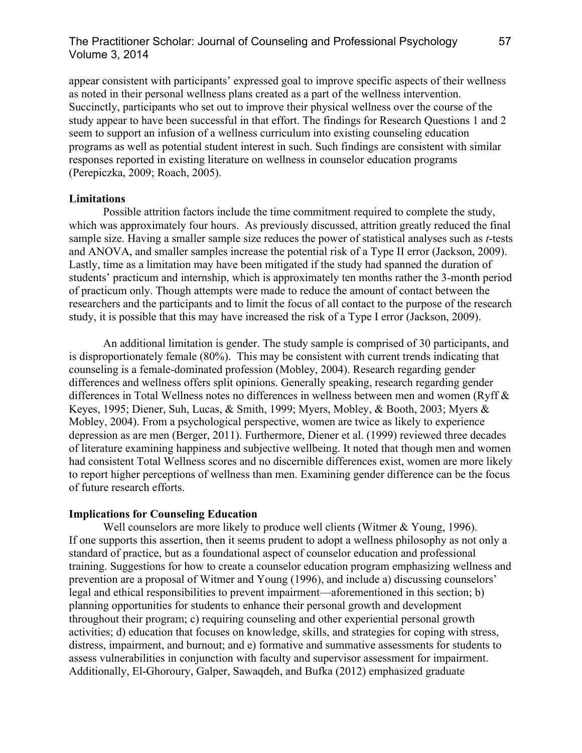appear consistent with participants' expressed goal to improve specific aspects of their wellness as noted in their personal wellness plans created as a part of the wellness intervention. Succinctly, participants who set out to improve their physical wellness over the course of the study appear to have been successful in that effort. The findings for Research Questions 1 and 2 seem to support an infusion of a wellness curriculum into existing counseling education programs as well as potential student interest in such. Such findings are consistent with similar responses reported in existing literature on wellness in counselor education programs (Perepiczka, 2009; Roach, 2005).

**Limitations**

Possible attrition factors include the time commitment required to complete the study, which was approximately four hours. As previously discussed, attrition greatly reduced the final sample size. Having a smaller sample size reduces the power of statistical analyses such as *t*-tests and ANOVA, and smaller samples increase the potential risk of a Type II error (Jackson, 2009). Lastly, time as a limitation may have been mitigated if the study had spanned the duration of students' practicum and internship, which is approximately ten months rather the 3-month period of practicum only. Though attempts were made to reduce the amount of contact between the researchers and the participants and to limit the focus of all contact to the purpose of the research study, it is possible that this may have increased the risk of a Type I error (Jackson, 2009).

An additional limitation is gender. The study sample is comprised of 30 participants, and is disproportionately female (80%). This may be consistent with current trends indicating that counseling is a female-dominated profession (Mobley, 2004). Research regarding gender differences and wellness offers split opinions. Generally speaking, research regarding gender differences in Total Wellness notes no differences in wellness between men and women (Ryff & Keyes, 1995; Diener, Suh, Lucas, & Smith, 1999; Myers, Mobley, & Booth, 2003; Myers & Mobley, 2004). From a psychological perspective, women are twice as likely to experience depression as are men (Berger, 2011). Furthermore, Diener et al. (1999) reviewed three decades of literature examining happiness and subjective wellbeing. It noted that though men and women had consistent Total Wellness scores and no discernible differences exist, women are more likely to report higher perceptions of wellness than men. Examining gender difference can be the focus of future research efforts.

**Implications for Counseling Education**

Well counselors are more likely to produce well clients (Witmer & Young, 1996). If one supports this assertion, then it seems prudent to adopt a wellness philosophy as not only a standard of practice, but as a foundational aspect of counselor education and professional training. Suggestions for how to create a counselor education program emphasizing wellness and prevention are a proposal of Witmer and Young (1996), and include a) discussing counselors' legal and ethical responsibilities to prevent impairment—aforementioned in this section; b) planning opportunities for students to enhance their personal growth and development throughout their program; c) requiring counseling and other experiential personal growth activities; d) education that focuses on knowledge, skills, and strategies for coping with stress, distress, impairment, and burnout; and e) formative and summative assessments for students to assess vulnerabilities in conjunction with faculty and supervisor assessment for impairment. Additionally, El-Ghoroury, Galper, Sawaqdeh, and Bufka (2012) emphasized graduate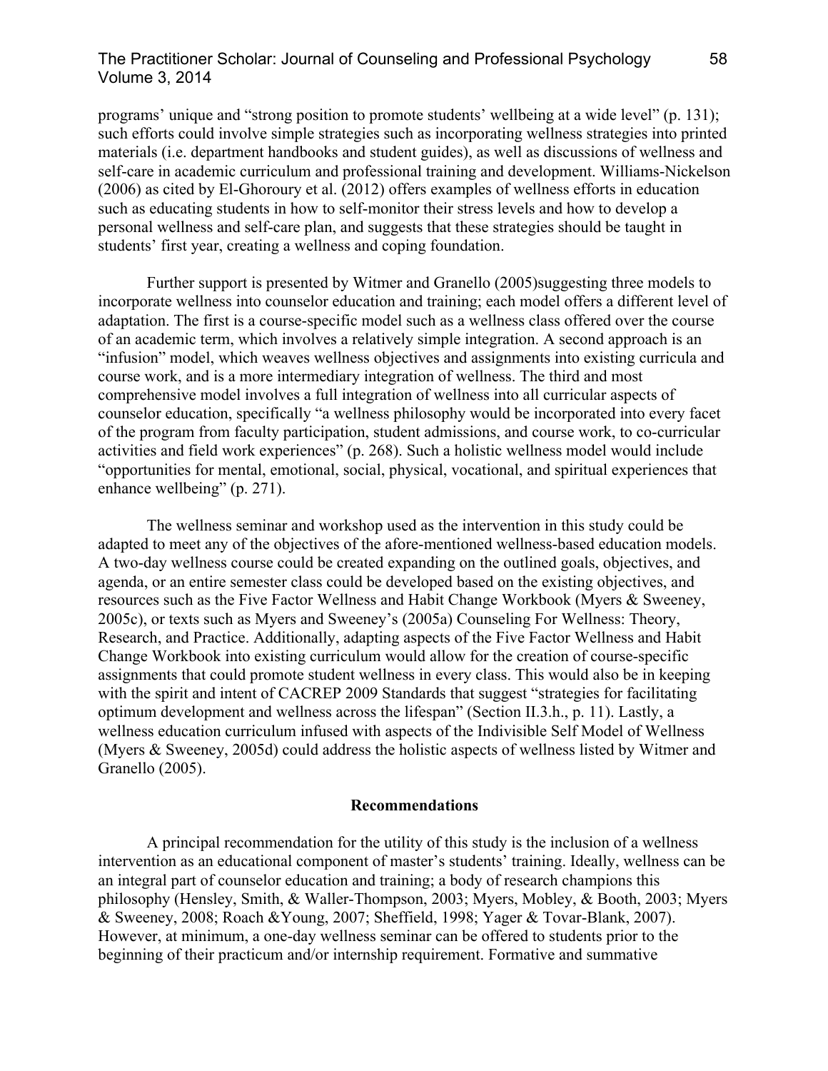programs' unique and "strong position to promote students' wellbeing at a wide level" (p. 131); such efforts could involve simple strategies such as incorporating wellness strategies into printed materials (i.e. department handbooks and student guides), as well as discussions of wellness and self-care in academic curriculum and professional training and development. Williams-Nickelson (2006) as cited by El-Ghoroury et al. (2012) offers examples of wellness efforts in education such as educating students in how to self-monitor their stress levels and how to develop a personal wellness and self-care plan, and suggests that these strategies should be taught in students' first year, creating a wellness and coping foundation.

Further support is presented by Witmer and Granello (2005)suggesting three models to incorporate wellness into counselor education and training; each model offers a different level of adaptation. The first is a course-specific model such as a wellness class offered over the course of an academic term, which involves a relatively simple integration. A second approach is an "infusion" model, which weaves wellness objectives and assignments into existing curricula and course work, and is a more intermediary integration of wellness. The third and most comprehensive model involves a full integration of wellness into all curricular aspects of counselor education, specifically "a wellness philosophy would be incorporated into every facet of the program from faculty participation, student admissions, and course work, to co-curricular activities and field work experiences" (p. 268). Such a holistic wellness model would include "opportunities for mental, emotional, social, physical, vocational, and spiritual experiences that enhance wellbeing" (p. 271).

The wellness seminar and workshop used as the intervention in this study could be adapted to meet any of the objectives of the afore-mentioned wellness-based education models. A two-day wellness course could be created expanding on the outlined goals, objectives, and agenda, or an entire semester class could be developed based on the existing objectives, and resources such as the Five Factor Wellness and Habit Change Workbook (Myers & Sweeney, 2005c), or texts such as Myers and Sweeney's (2005a) Counseling For Wellness: Theory, Research, and Practice. Additionally, adapting aspects of the Five Factor Wellness and Habit Change Workbook into existing curriculum would allow for the creation of course-specific assignments that could promote student wellness in every class. This would also be in keeping with the spirit and intent of CACREP 2009 Standards that suggest "strategies for facilitating optimum development and wellness across the lifespan" (Section II.3.h., p. 11). Lastly, a wellness education curriculum infused with aspects of the Indivisible Self Model of Wellness (Myers & Sweeney, 2005d) could address the holistic aspects of wellness listed by Witmer and Granello (2005).

## Recommendations

A principal recommendation for the utility of this study is the inclusion of a wellness intervention as an educational component of master's students' training. Ideally, wellness can be an integral part of counselor education and training; a body of research champions this philosophy (Hensley, Smith, & Waller-Thompson, 2003; Myers, Mobley, & Booth, 2003; Myers & Sweeney, 2008; Roach &Young, 2007; Sheffield, 1998; Yager & Tovar-Blank, 2007). However, at minimum, a one-day wellness seminar can be offered to students prior to the beginning of their practicum and/or internship requirement. Formative and summative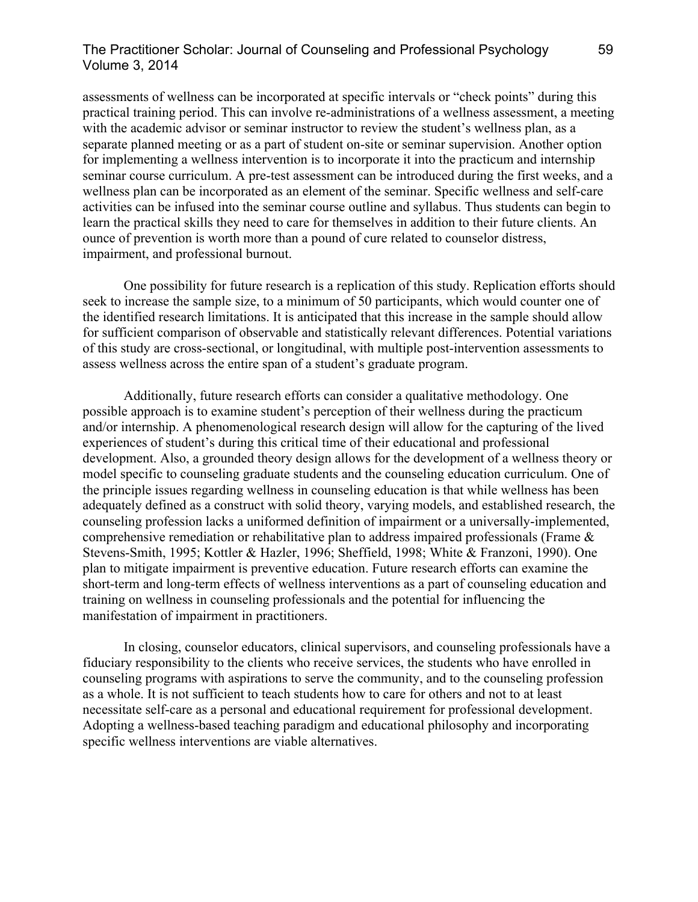assessments of wellness can be incorporated at specific intervals or "check points" during this practical training period. This can involve re-administrations of a wellness assessment, a meeting with the academic advisor or seminar instructor to review the student's wellness plan, as a separate planned meeting or as a part of student on-site or seminar supervision. Another option for implementing a wellness intervention is to incorporate it into the practicum and internship seminar course curriculum. A pre-test assessment can be introduced during the first weeks, and a wellness plan can be incorporated as an element of the seminar. Specific wellness and self-care activities can be infused into the seminar course outline and syllabus. Thus students can begin to learn the practical skills they need to care for themselves in addition to their future clients. An ounce of prevention is worth more than a pound of cure related to counselor distress, impairment, and professional burnout.

One possibility for future research is a replication of this study. Replication efforts should seek to increase the sample size, to a minimum of 50 participants, which would counter one of the identified research limitations. It is anticipated that this increase in the sample should allow for sufficient comparison of observable and statistically relevant differences. Potential variations of this study are cross-sectional, or longitudinal, with multiple post-intervention assessments to assess wellness across the entire span of a student's graduate program.

Additionally, future research efforts can consider a qualitative methodology. One possible approach is to examine student's perception of their wellness during the practicum and/or internship. A phenomenological research design will allow for the capturing of the lived experiences of student's during this critical time of their educational and professional development. Also, a grounded theory design allows for the development of a wellness theory or model specific to counseling graduate students and the counseling education curriculum. One of the principle issues regarding wellness in counseling education is that while wellness has been adequately defined as a construct with solid theory, varying models, and established research, the counseling profession lacks a uniformed definition of impairment or a universally-implemented, comprehensive remediation or rehabilitative plan to address impaired professionals (Frame & Stevens-Smith, 1995; Kottler & Hazler, 1996; Sheffield, 1998; White & Franzoni, 1990). One plan to mitigate impairment is preventive education. Future research efforts can examine the short-term and long-term effects of wellness interventions as a part of counseling education and training on wellness in counseling professionals and the potential for influencing the manifestation of impairment in practitioners.

In closing, counselor educators, clinical supervisors, and counseling professionals have a fiduciary responsibility to the clients who receive services, the students who have enrolled in counseling programs with aspirations to serve the community, and to the counseling profession as a whole. It is not sufficient to teach students how to care for others and not to at least necessitate self-care as a personal and educational requirement for professional development. Adopting a wellness-based teaching paradigm and educational philosophy and incorporating specific wellness interventions are viable alternatives.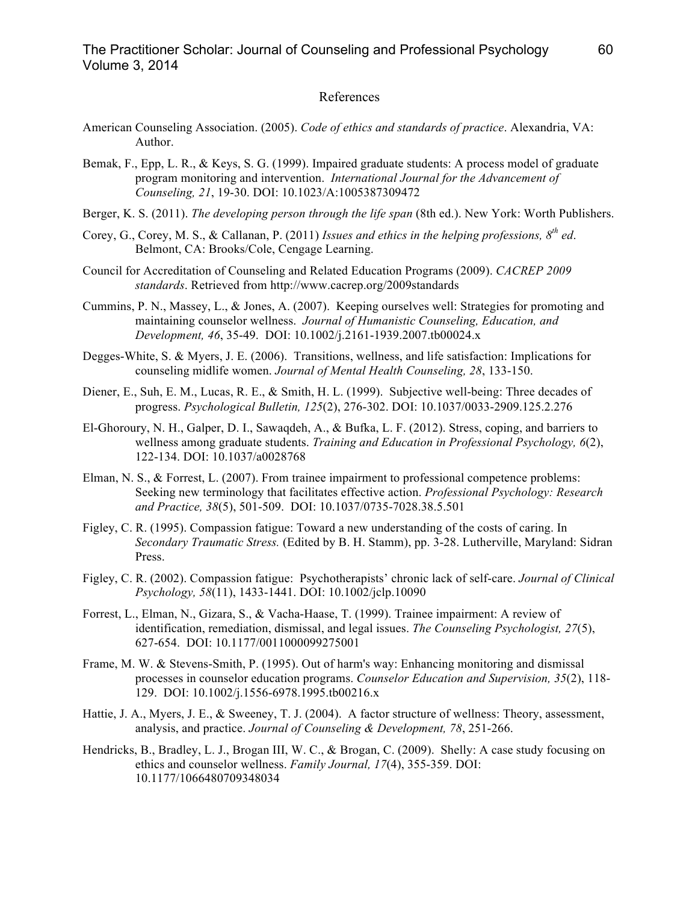## References

American Counseling Association. (2005). *Code of ethics and standards of practice*. Alexandria, VA: Author.

Bemak, F., Epp, L. R., & Keys, S. G. (1999). Impaired graduate students: A process model of graduate program monitoring and intervention. *International Journal for the Advancement of Counseling, 21*, 19-30. DOI: 10.1023/A:1005387309472

Berger, K. S. (2011). *The developing person through the life span* (8th ed.). New York: Worth Publishers.

Corey, G., Corey, M. S., & Callanan, P. (2011) *Issues and ethics in the helping professions, 8th ed*. Belmont, CA: Brooks/Cole, Cengage Learning.

Council for Accreditation of Counseling and Related Education Programs (2009). *CACREP 2009 standards*. Retrieved from http://www.cacrep.org/2009standards

Cummins, P. N., Massey, L., & Jones, A. (2007). Keeping ourselves well: Strategies for promoting and maintaining counselor wellness. *Journal of Humanistic Counseling, Education, and Development, 46*, 35-49. DOI: 10.1002/j.2161-1939.2007.tb00024.x

Degges-White, S. & Myers, J. E. (2006). Transitions, wellness, and life satisfaction: Implications for counseling midlife women. *Journal of Mental Health Counseling, 28*, 133-150.

Diener, E., Suh, E. M., Lucas, R. E., & Smith, H. L. (1999). Subjective well-being: Three decades of progress. *Psychological Bulletin, 125*(2), 276-302. DOI: 10.1037/0033-2909.125.2.276

El-Ghoroury, N. H., Galper, D. I., Sawaqdeh, A., & Bufka, L. F. (2012). Stress, coping, and barriers to wellness among graduate students. *Training and Education in Professional Psychology, 6*(2), 122-134. DOI: 10.1037/a0028768

Elman, N. S., & Forrest, L. (2007). From trainee impairment to professional competence problems: Seeking new terminology that facilitates effective action. *Professional Psychology: Research and Practice, 38*(5), 501-509. DOI: 10.1037/0735-7028.38.5.501

Figley, C. R. (1995). Compassion fatigue: Toward a new understanding of the costs of caring. In *Secondary Traumatic Stress.* (Edited by B. H. Stamm), pp. 3-28. Lutherville, Maryland: Sidran Press.

Figley, C. R. (2002). Compassion fatigue: Psychotherapists' chronic lack of self-care. *Journal of Clinical Psychology, 58*(11), 1433-1441. DOI: 10.1002/jclp.10090

Forrest, L., Elman, N., Gizara, S., & Vacha-Haase, T. (1999). Trainee impairment: A review of identification, remediation, dismissal, and legal issues. *The Counseling Psychologist, 27*(5), 627-654. DOI: 10.1177/0011000099275001

Frame, M. W. & Stevens-Smith, P. (1995). Out of harm's way: Enhancing monitoring and dismissal processes in counselor education programs. *Counselor Education and Supervision, 35*(2), 118-129. DOI: 10.1002/j.1556-6978.1995.tb00216.x

Hattie, J. A., Myers, J. E., & Sweeney, T. J. (2004). A factor structure of wellness: Theory, assessment, analysis, and practice. *Journal of Counseling & Development, 78*, 251-266.

Hendricks, B., Bradley, L. J., Brogan III, W. C., & Brogan, C. (2009). Shelly: A case study focusing on ethics and counselor wellness. *Family Journal, 17*(4), 355-359. DOI: 10.1177/1066480709348034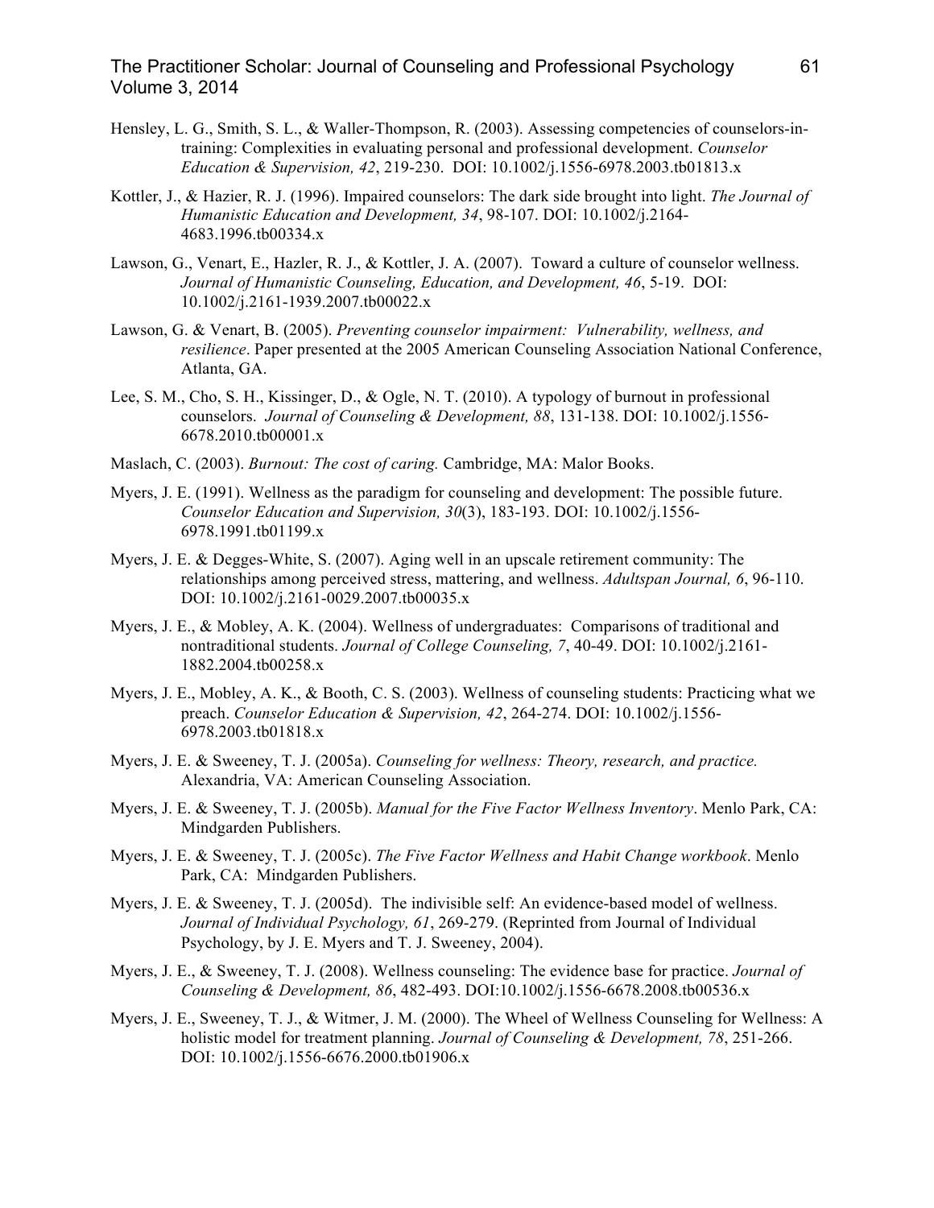Hensley, L. G., Smith, S. L., & Waller-Thompson, R. (2003). Assessing competencies of counselors-in-training: Complexities in evaluating personal and professional development. *Counselor Education & Supervision, 42*, 219-230. DOI: 10.1002/j.1556-6978.2003.tb01813.x

Kottler, J., & Hazier, R. J. (1996). Impaired counselors: The dark side brought into light. *The Journal of Humanistic Education and Development, 34*, 98-107. DOI: 10.1002/j.2164-4683.1996.tb00334.x

Lawson, G., Venart, E., Hazler, R. J., & Kottler, J. A. (2007). Toward a culture of counselor wellness. *Journal of Humanistic Counseling, Education, and Development, 46*, 5-19. DOI: 10.1002/j.2161-1939.2007.tb00022.x

Lawson, G. & Venart, B. (2005). *Preventing counselor impairment: Vulnerability, wellness, and resilience*. Paper presented at the 2005 American Counseling Association National Conference, Atlanta, GA.

Lee, S. M., Cho, S. H., Kissinger, D., & Ogle, N. T. (2010). A typology of burnout in professional counselors. *Journal of Counseling & Development, 88*, 131-138. DOI: 10.1002/j.1556-6678.2010.tb00001.x

Maslach, C. (2003). *Burnout: The cost of caring.* Cambridge, MA: Malor Books.

Myers, J. E. (1991). Wellness as the paradigm for counseling and development: The possible future. *Counselor Education and Supervision, 30*(3), 183-193. DOI: 10.1002/j.1556-6978.1991.tb01199.x

Myers, J. E. & Degges-White, S. (2007). Aging well in an upscale retirement community: The relationships among perceived stress, mattering, and wellness. *Adultspan Journal, 6*, 96-110. DOI: 10.1002/j.2161-0029.2007.tb00035.x

Myers, J. E., & Mobley, A. K. (2004). Wellness of undergraduates: Comparisons of traditional and nontraditional students. *Journal of College Counseling, 7*, 40-49. DOI: 10.1002/j.2161-1882.2004.tb00258.x

Myers, J. E., Mobley, A. K., & Booth, C. S. (2003). Wellness of counseling students: Practicing what we preach. *Counselor Education & Supervision, 42*, 264-274. DOI: 10.1002/j.1556-6978.2003.tb01818.x

Myers, J. E. & Sweeney, T. J. (2005a). *Counseling for wellness: Theory, research, and practice.* Alexandria, VA: American Counseling Association.

Myers, J. E. & Sweeney, T. J. (2005b). *Manual for the Five Factor Wellness Inventory*. Menlo Park, CA: Mindgarden Publishers.

Myers, J. E. & Sweeney, T. J. (2005c). *The Five Factor Wellness and Habit Change workbook*. Menlo Park, CA: Mindgarden Publishers.

Myers, J. E. & Sweeney, T. J. (2005d). The indivisible self: An evidence-based model of wellness. *Journal of Individual Psychology, 61*, 269-279. (Reprinted from Journal of Individual Psychology, by J. E. Myers and T. J. Sweeney, 2004).

Myers, J. E., & Sweeney, T. J. (2008). Wellness counseling: The evidence base for practice. *Journal of Counseling & Development, 86*, 482-493. DOI:10.1002/j.1556-6678.2008.tb00536.x

Myers, J. E., Sweeney, T. J., & Witmer, J. M. (2000). The Wheel of Wellness Counseling for Wellness: A holistic model for treatment planning. *Journal of Counseling & Development, 78*, 251-266. DOI: 10.1002/j.1556-6676.2000.tb01906.x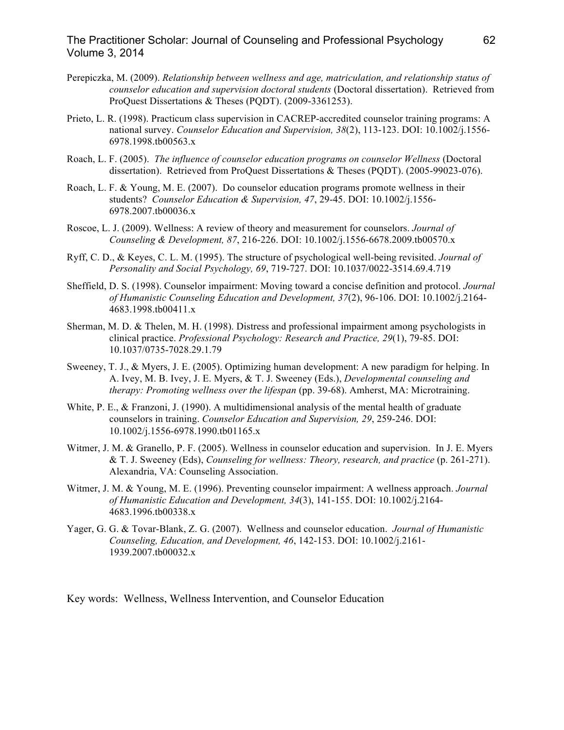Perepiczka, M. (2009). *Relationship between wellness and age, matriculation, and relationship status of counselor education and supervision doctoral students* (Doctoral dissertation). Retrieved from ProQuest Dissertations & Theses (PQDT). (2009-3361253).

Prieto, L. R. (1998). Practicum class supervision in CACREP-accredited counselor training programs: A national survey. *Counselor Education and Supervision, 38*(2), 113-123. DOI: 10.1002/j.1556-6978.1998.tb00563.x

Roach, L. F. (2005). *The influence of counselor education programs on counselor Wellness* (Doctoral dissertation). Retrieved from ProQuest Dissertations & Theses (PQDT). (2005-99023-076).

Roach, L. F. & Young, M. E. (2007). Do counselor education programs promote wellness in their students? *Counselor Education & Supervision, 47*, 29-45. DOI: 10.1002/j.1556-6978.2007.tb00036.x

Roscoe, L. J. (2009). Wellness: A review of theory and measurement for counselors. *Journal of Counseling & Development, 87*, 216-226. DOI: 10.1002/j.1556-6678.2009.tb00570.x

Ryff, C. D., & Keyes, C. L. M. (1995). The structure of psychological well-being revisited. *Journal of Personality and Social Psychology, 69*, 719-727. DOI: 10.1037/0022-3514.69.4.719

Sheffield, D. S. (1998). Counselor impairment: Moving toward a concise definition and protocol. *Journal of Humanistic Counseling Education and Development, 37*(2), 96-106. DOI: 10.1002/j.2164-4683.1998.tb00411.x

Sherman, M. D. & Thelen, M. H. (1998). Distress and professional impairment among psychologists in clinical practice. *Professional Psychology: Research and Practice, 29*(1), 79-85. DOI: 10.1037/0735-7028.29.1.79

Sweeney, T. J., & Myers, J. E. (2005). Optimizing human development: A new paradigm for helping. In A. Ivey, M. B. Ivey, J. E. Myers, & T. J. Sweeney (Eds.), *Developmental counseling and therapy: Promoting wellness over the lifespan* (pp. 39-68). Amherst, MA: Microtraining.

White, P. E., & Franzoni, J. (1990). A multidimensional analysis of the mental health of graduate counselors in training. *Counselor Education and Supervision, 29*, 259-246. DOI: 10.1002/j.1556-6978.1990.tb01165.x

Witmer, J. M. & Granello, P. F. (2005). Wellness in counselor education and supervision. In J. E. Myers & T. J. Sweeney (Eds), *Counseling for wellness: Theory, research, and practice* (p. 261-271). Alexandria, VA: Counseling Association.

Witmer, J. M. & Young, M. E. (1996). Preventing counselor impairment: A wellness approach. *Journal of Humanistic Education and Development, 34*(3), 141-155. DOI: 10.1002/j.2164-4683.1996.tb00338.x

Yager, G. G. & Tovar-Blank, Z. G. (2007). Wellness and counselor education. *Journal of Humanistic Counseling, Education, and Development, 46*, 142-153. DOI: 10.1002/j.2161-1939.2007.tb00032.x

Key words: Wellness, Wellness Intervention, and Counselor Education